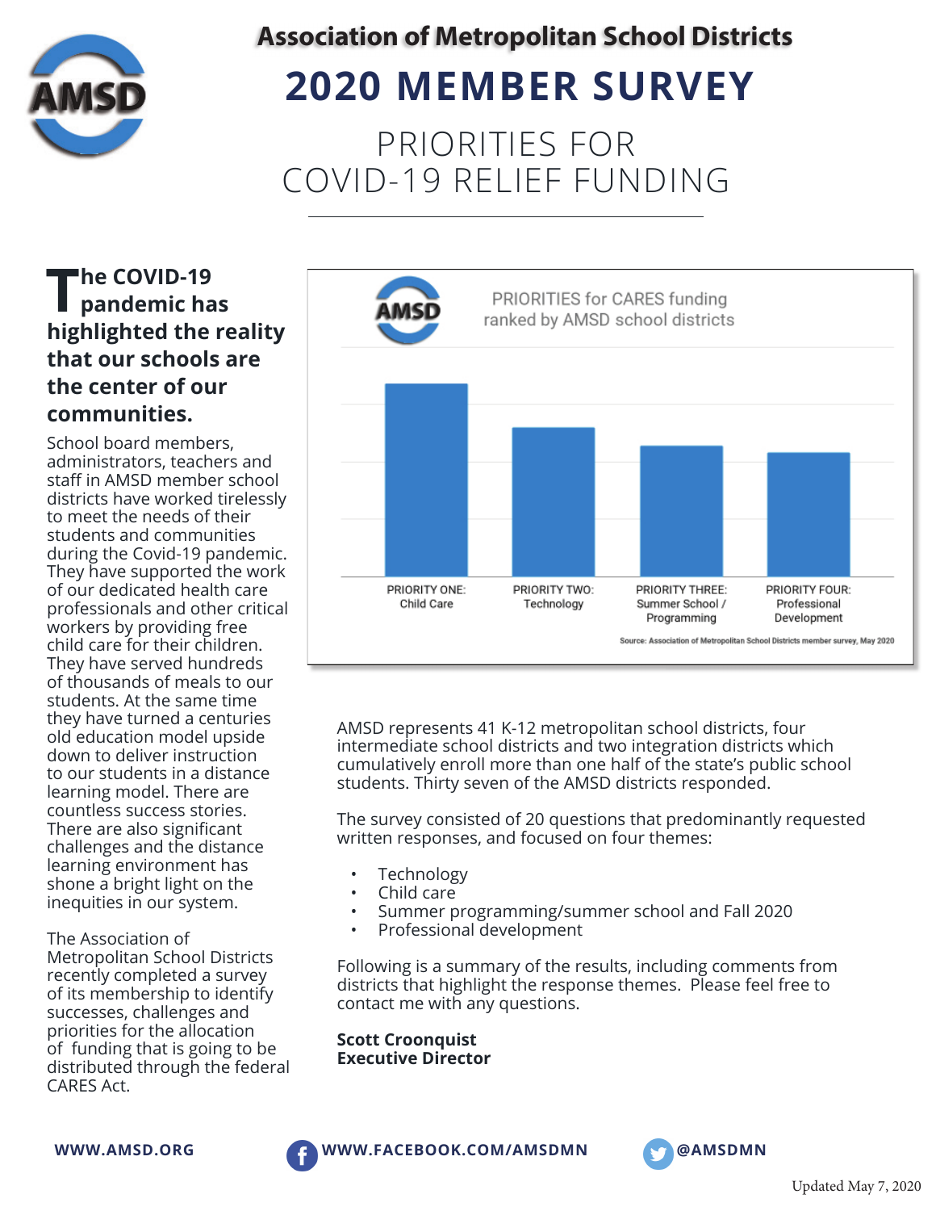# Association of Metropolitan School Districts

# 2020 MEMBER SURVEY

## PRIORITIES FOR COVID-19 RELIEF FUNDING

**The COVID-19 pandemic has highlighted the reality that our schools are the center of our communities.**

School board members, administrators, teachers and staff in AMSD member school districts have worked tirelessly to meet the needs of their students and communities during the Covid-19 pandemic. They have supported the work of our dedicated health care professionals and other critical workers by providing free child care for their children. They have served hundreds of thousands of meals to our students. At the same time they have turned a centuries old education model upside down to deliver instruction to our students in a distance learning model. There are countless success stories. There are also significant challenges and the distance learning environment has shone a bright light on the inequities in our system.

The Association of Metropolitan School Districts recently completed a survey of its membership to identify successes, challenges and priorities for the allocation of funding that is going to be distributed through the federal CARES Act.

PRIORITIES for CARES funding ranked by AMSD school districts

- PRIORITY ONE: Child Care
- PRIORITY TWO: Technology
- PRIORITY THREE: Summer School / Programming
- PRIORITY FOUR: Professional Development

Source: Association of Metropolitan School Districts member survey, May 2020

AMSD represents 41 K-12 metropolitan school districts, four intermediate school districts and two integration districts which cumulatively enroll more than one half of the state's public school students. Thirty seven of the AMSD districts responded.

The survey consisted of 20 questions that predominantly requested written responses, and focused on four themes:

- Technology
- Child care
- Summer programming/summer school and Fall 2020
- Professional development

Following is a summary of the results, including comments from districts that highlight the response themes. Please feel free to contact me with any questions.

**Scott Croonquist**
**Executive Director**

WWW.AMSD.ORG    WWW.FACEBOOK.COM/AMSDMN    @AMSDMN

Updated May 7, 2020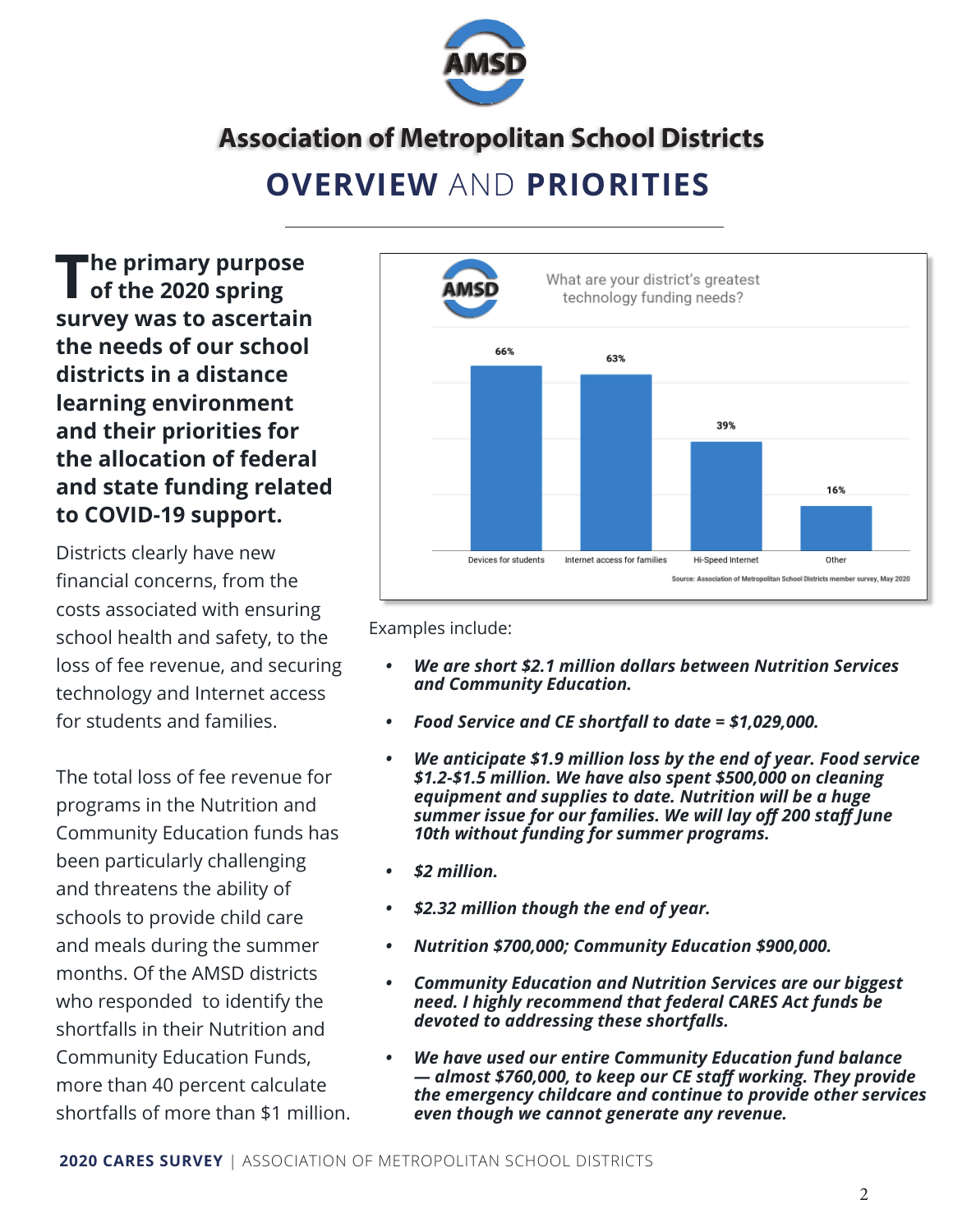# Association of Metropolitan School Districts

## OVERVIEW AND PRIORITIES

**The primary purpose of the 2020 spring survey was to ascertain the needs of our school districts in a distance learning environment and their priorities for the allocation of federal and state funding related to COVID-19 support.**

Districts clearly have new financial concerns, from the costs associated with ensuring school health and safety, to the loss of fee revenue, and securing technology and Internet access for students and families.

The total loss of fee revenue for programs in the Nutrition and Community Education funds has been particularly challenging and threatens the ability of schools to provide child care and meals during the summer months. Of the AMSD districts who responded to identify the shortfalls in their Nutrition and Community Education Funds, more than 40 percent calculate shortfalls of more than $1 million.

What are your district's greatest technology funding needs?

| Need | Percent |
|---|---|
| Devices for students | 66% |
| Internet access for families | 63% |
| Hi-Speed Internet | 39% |
| Other | 16% |

Source: Association of Metropolitan School Districts member survey, May 2020

Examples include:

- ***We are short $2.1 million dollars between Nutrition Services and Community Education.***
- ***Food Service and CE shortfall to date = $1,029,000.***
- ***We anticipate $1.9 million loss by the end of year. Food service $1.2-$1.5 million. We have also spent $500,000 on cleaning equipment and supplies to date. Nutrition will be a huge summer issue for our families. We will lay off 200 staff June 10th without funding for summer programs.***
- ***$2 million.***
- ***$2.32 million though the end of year.***
- ***Nutrition $700,000; Community Education $900,000.***
- ***Community Education and Nutrition Services are our biggest need. I highly recommend that federal CARES Act funds be devoted to addressing these shortfalls.***
- ***We have used our entire Community Education fund balance — almost $760,000, to keep our CE staff working. They provide the emergency childcare and continue to provide other services even though we cannot generate any revenue.***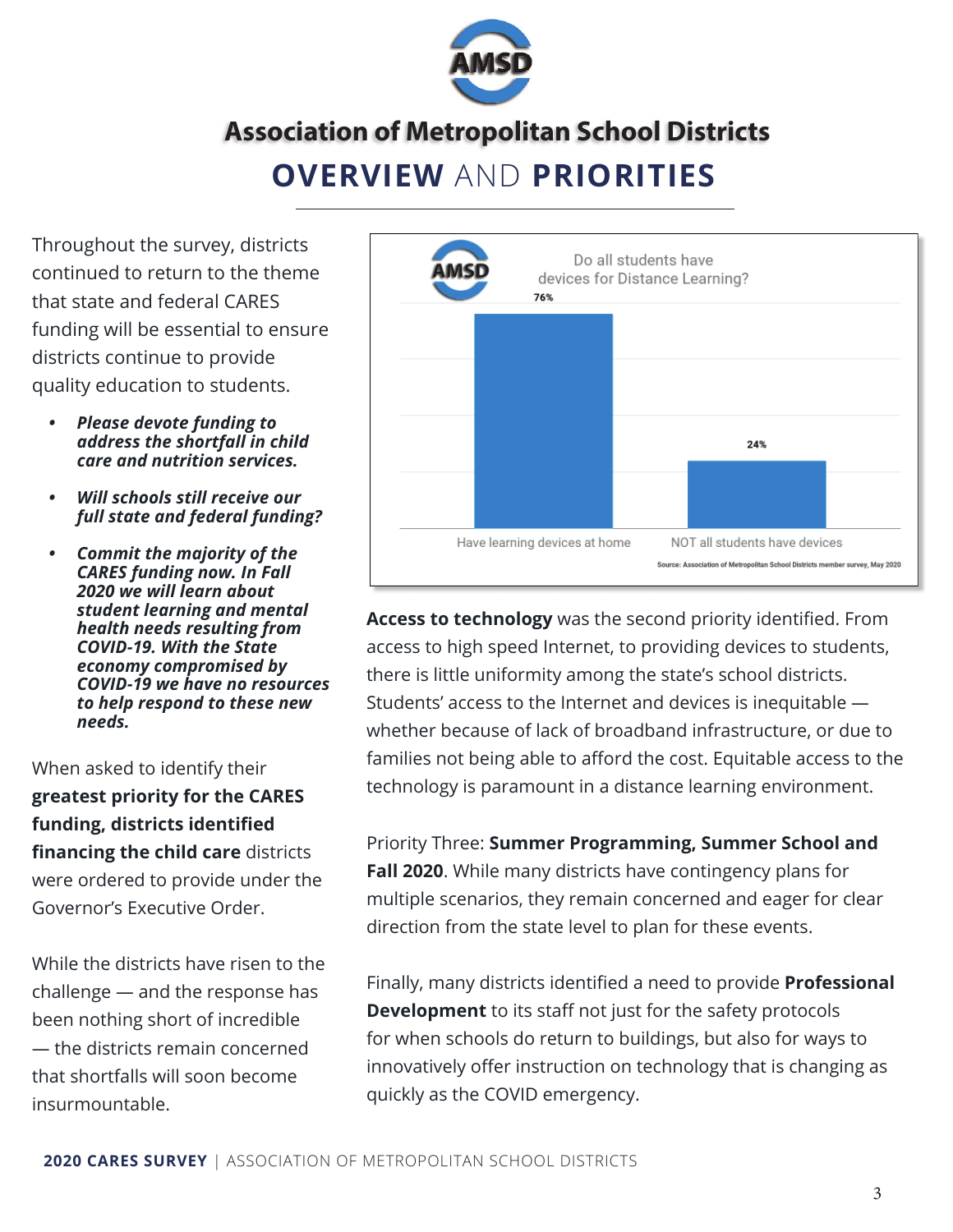# Association of Metropolitan School Districts

## OVERVIEW AND PRIORITIES

Throughout the survey, districts continued to return to the theme that state and federal CARES funding will be essential to ensure districts continue to provide quality education to students.

- ***Please devote funding to address the shortfall in child care and nutrition services.***
- ***Will schools still receive our full state and federal funding?***
- ***Commit the majority of the CARES funding now. In Fall 2020 we will learn about student learning and mental health needs resulting from COVID-19. With the State economy compromised by COVID-19 we have no resources to help respond to these new needs.***

When asked to identify their **greatest priority for the CARES funding, districts identified financing the child care** districts were ordered to provide under the Governor's Executive Order.

While the districts have risen to the challenge — and the response has been nothing short of incredible — the districts remain concerned that shortfalls will soon become insurmountable.

**Do all students have devices for Distance Learning?**

| Response | Percent |
| --- | --- |
| Have learning devices at home | 76% |
| NOT all students have devices | 24% |

Source: Association of Metropolitan School Districts member survey, May 2020

**Access to technology** was the second priority identified. From access to high speed Internet, to providing devices to students, there is little uniformity among the state's school districts. Students' access to the Internet and devices is inequitable — whether because of lack of broadband infrastructure, or due to families not being able to afford the cost. Equitable access to the technology is paramount in a distance learning environment.

Priority Three: **Summer Programming, Summer School and Fall 2020**. While many districts have contingency plans for multiple scenarios, they remain concerned and eager for clear direction from the state level to plan for these events.

Finally, many districts identified a need to provide **Professional Development** to its staff not just for the safety protocols for when schools do return to buildings, but also for ways to innovatively offer instruction on technology that is changing as quickly as the COVID emergency.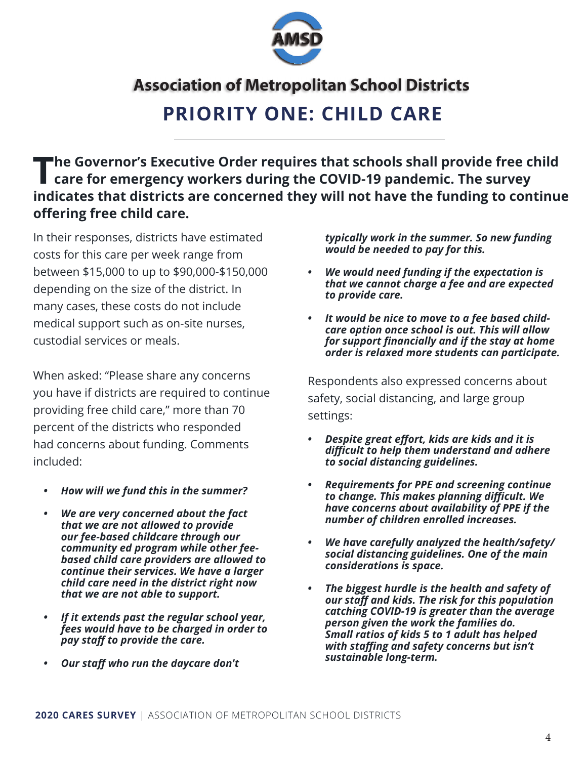Association of Metropolitan School Districts

# PRIORITY ONE: CHILD CARE

**The Governor's Executive Order requires that schools shall provide free child care for emergency workers during the COVID-19 pandemic. The survey indicates that districts are concerned they will not have the funding to continue offering free child care.**

In their responses, districts have estimated costs for this care per week range from between $15,000 to up to $90,000-$150,000 depending on the size of the district. In many cases, these costs do not include medical support such as on-site nurses, custodial services or meals.

When asked: "Please share any concerns you have if districts are required to continue providing free child care," more than 70 percent of the districts who responded had concerns about funding. Comments included:

- ***How will we fund this in the summer?***
- ***We are very concerned about the fact that we are not allowed to provide our fee-based childcare through our community ed program while other fee-based child care providers are allowed to continue their services. We have a larger child care need in the district right now that we are not able to support.***
- ***If it extends past the regular school year, fees would have to be charged in order to pay staff to provide the care.***
- ***Our staff who run the daycare don't typically work in the summer. So new funding would be needed to pay for this.***
- ***We would need funding if the expectation is that we cannot charge a fee and are expected to provide care.***
- ***It would be nice to move to a fee based child-care option once school is out. This will allow for support financially and if the stay at home order is relaxed more students can participate.***

Respondents also expressed concerns about safety, social distancing, and large group settings:

- ***Despite great effort, kids are kids and it is difficult to help them understand and adhere to social distancing guidelines.***
- ***Requirements for PPE and screening continue to change. This makes planning difficult. We have concerns about availability of PPE if the number of children enrolled increases.***
- ***We have carefully analyzed the health/safety/social distancing guidelines. One of the main considerations is space.***
- ***The biggest hurdle is the health and safety of our staff and kids. The risk for this population catching COVID-19 is greater than the average person given the work the families do. Small ratios of kids 5 to 1 adult has helped with staffing and safety concerns but isn't sustainable long-term.***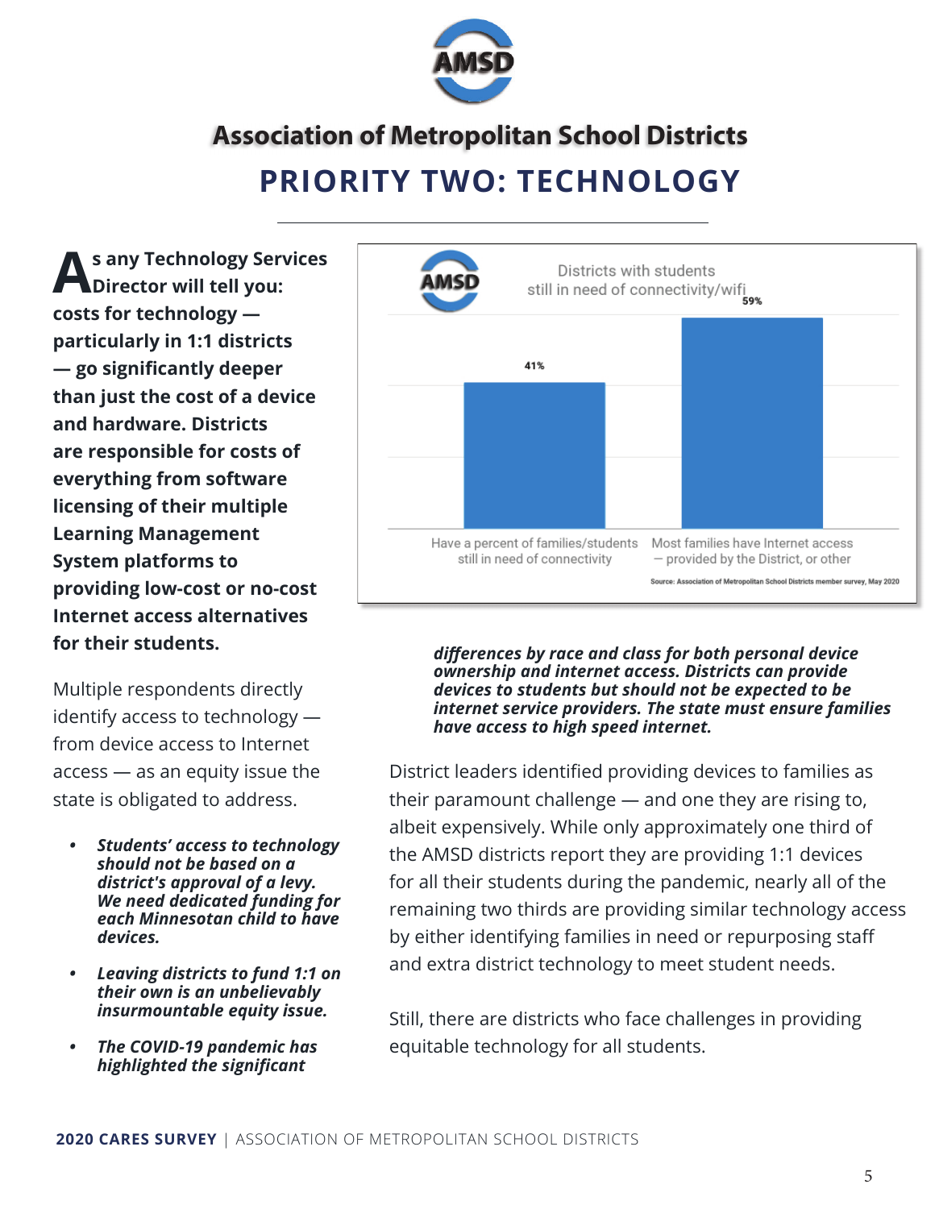# Association of Metropolitan School Districts

## PRIORITY TWO: TECHNOLOGY

**As any Technology Services Director will tell you: costs for technology — particularly in 1:1 districts — go significantly deeper than just the cost of a device and hardware. Districts are responsible for costs of everything from software licensing of their multiple Learning Management System platforms to providing low-cost or no-cost Internet access alternatives for their students.**

Multiple respondents directly identify access to technology — from device access to Internet access — as an equity issue the state is obligated to address.

- ***Students' access to technology should not be based on a district's approval of a levy. We need dedicated funding for each Minnesotan child to have devices.***
- ***Leaving districts to fund 1:1 on their own is an unbelievably insurmountable equity issue.***
- ***The COVID-19 pandemic has highlighted the significant differences by race and class for both personal device ownership and internet access. Districts can provide devices to students but should not be expected to be internet service providers. The state must ensure families have access to high speed internet.***

Districts with students still in need of connectivity/wifi

| | Percent |
|---|---|
| Have a percent of families/students still in need of connectivity | 41% |
| Most families have Internet access — provided by the District, or other | 59% |

Source: Association of Metropolitan School Districts member survey, May 2020

District leaders identified providing devices to families as their paramount challenge — and one they are rising to, albeit expensively. While only approximately one third of the AMSD districts report they are providing 1:1 devices for all their students during the pandemic, nearly all of the remaining two thirds are providing similar technology access by either identifying families in need or repurposing staff and extra district technology to meet student needs.

Still, there are districts who face challenges in providing equitable technology for all students.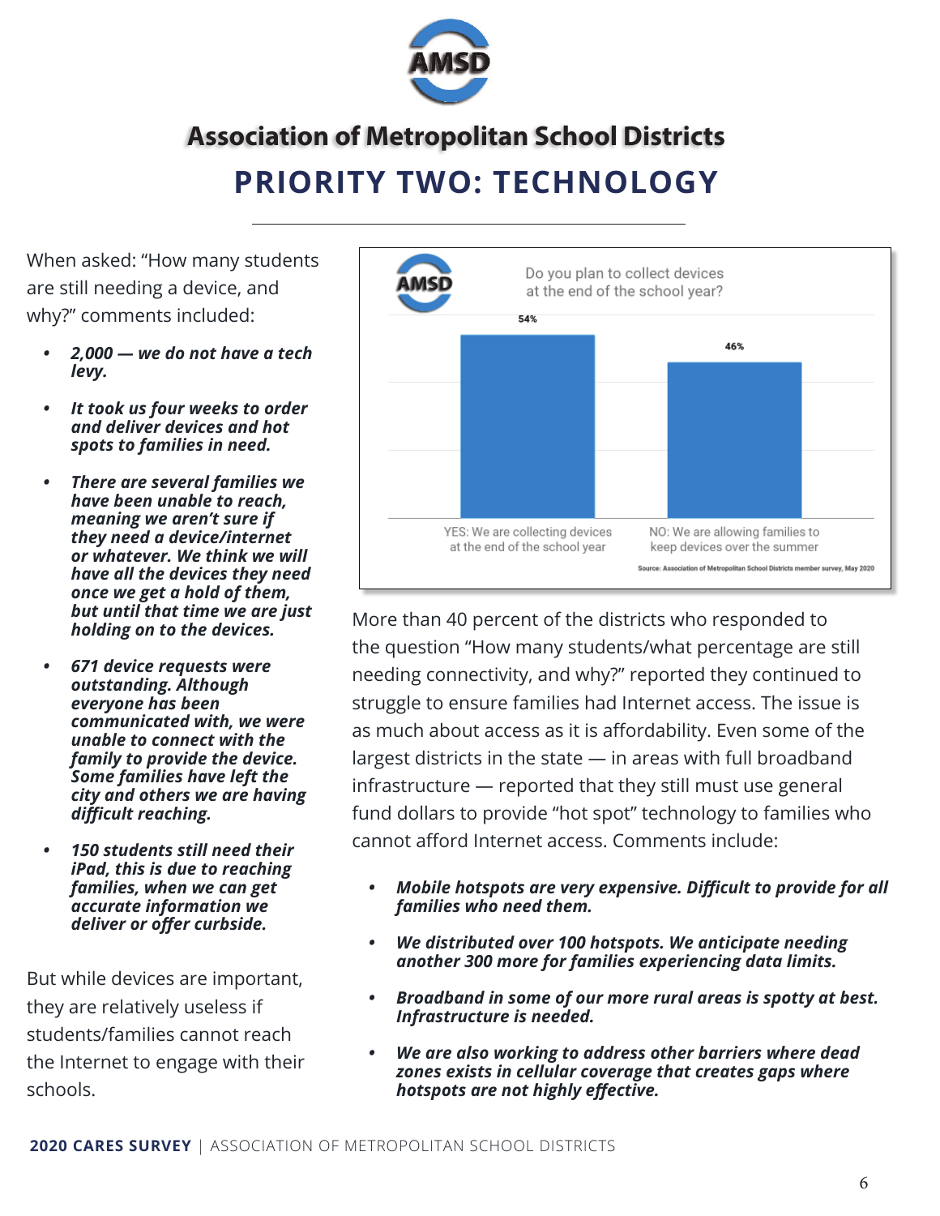# Association of Metropolitan School Districts

## PRIORITY TWO: TECHNOLOGY

When asked: "How many students are still needing a device, and why?" comments included:

- ***2,000 — we do not have a tech levy.***
- ***It took us four weeks to order and deliver devices and hot spots to families in need.***
- ***There are several families we have been unable to reach, meaning we aren't sure if they need a device/internet or whatever. We think we will have all the devices they need once we get a hold of them, but until that time we are just holding on to the devices.***
- ***671 device requests were outstanding. Although everyone has been communicated with, we were unable to connect with the family to provide the device. Some families have left the city and others we are having difficult reaching.***
- ***150 students still need their iPad, this is due to reaching families, when we can get accurate information we deliver or offer curbside.***

But while devices are important, they are relatively useless if students/families cannot reach the Internet to engage with their schools.

**Do you plan to collect devices at the end of the school year?**

| Response | Percent |
|---|---|
| YES: We are collecting devices at the end of the school year | 54% |
| NO: We are allowing families to keep devices over the summer | 46% |

Source: Association of Metropolitan School Districts member survey, May 2020

More than 40 percent of the districts who responded to the question "How many students/what percentage are still needing connectivity, and why?" reported they continued to struggle to ensure families had Internet access. The issue is as much about access as it is affordability. Even some of the largest districts in the state — in areas with full broadband infrastructure — reported that they still must use general fund dollars to provide "hot spot" technology to families who cannot afford Internet access. Comments include:

- ***Mobile hotspots are very expensive. Difficult to provide for all families who need them.***
- ***We distributed over 100 hotspots. We anticipate needing another 300 more for families experiencing data limits.***
- ***Broadband in some of our more rural areas is spotty at best. Infrastructure is needed.***
- ***We are also working to address other barriers where dead zones exists in cellular coverage that creates gaps where hotspots are not highly effective.***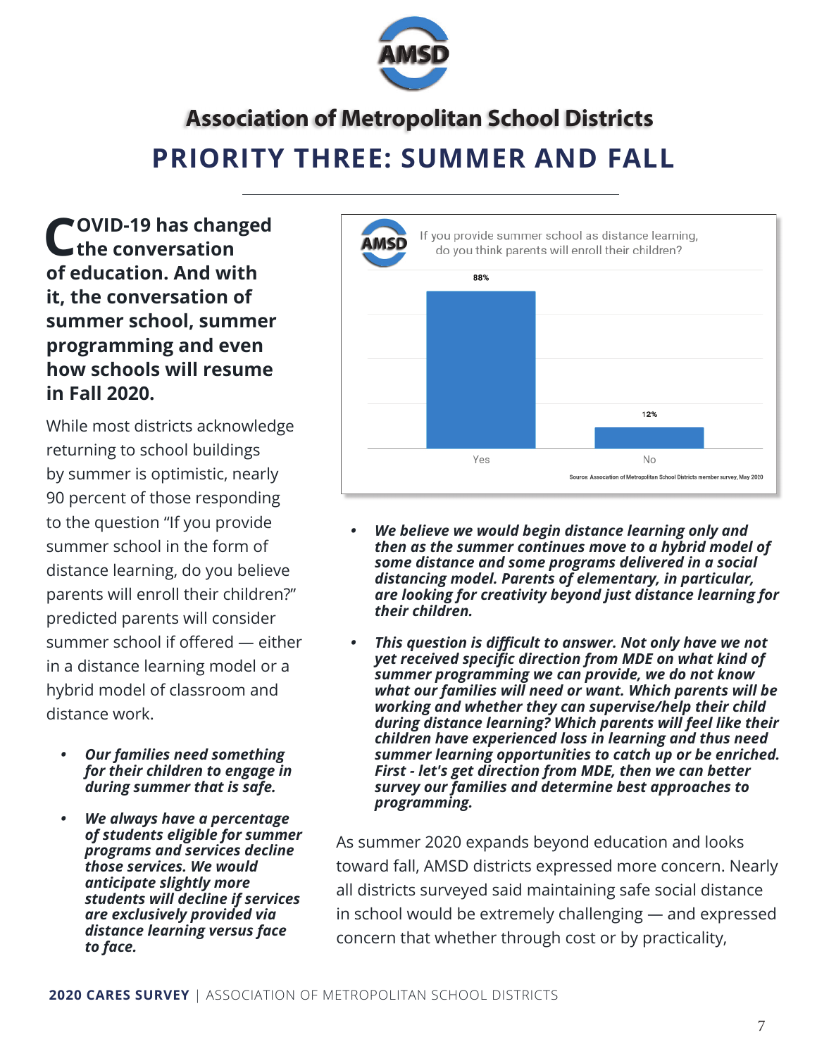# Association of Metropolitan School Districts

## PRIORITY THREE: SUMMER AND FALL

**COVID-19 has changed the conversation of education. And with it, the conversation of summer school, summer programming and even how schools will resume in Fall 2020.**

While most districts acknowledge returning to school buildings by summer is optimistic, nearly 90 percent of those responding to the question "If you provide summer school in the form of distance learning, do you believe parents will enroll their children?" predicted parents will consider summer school if offered — either in a distance learning model or a hybrid model of classroom and distance work.

- ***Our families need something for their children to engage in during summer that is safe.***
- ***We always have a percentage of students eligible for summer programs and services decline those services. We would anticipate slightly more students will decline if services are exclusively provided via distance learning versus face to face.***

If you provide summer school as distance learning, do you think parents will enroll their children?

| Response | Percent |
|---|---|
| Yes | 88% |
| No | 12% |

Source: Association of Metropolitan School Districts member survey, May 2020

- ***We believe we would begin distance learning only and then as the summer continues move to a hybrid model of some distance and some programs delivered in a social distancing model. Parents of elementary, in particular, are looking for creativity beyond just distance learning for their children.***
- ***This question is difficult to answer. Not only have we not yet received specific direction from MDE on what kind of summer programming we can provide, we do not know what our families will need or want. Which parents will be working and whether they can supervise/help their child during distance learning? Which parents will feel like their children have experienced loss in learning and thus need summer learning opportunities to catch up or be enriched. First - let's get direction from MDE, then we can better survey our families and determine best approaches to programming.***

As summer 2020 expands beyond education and looks toward fall, AMSD districts expressed more concern. Nearly all districts surveyed said maintaining safe social distance in school would be extremely challenging — and expressed concern that whether through cost or by practicality,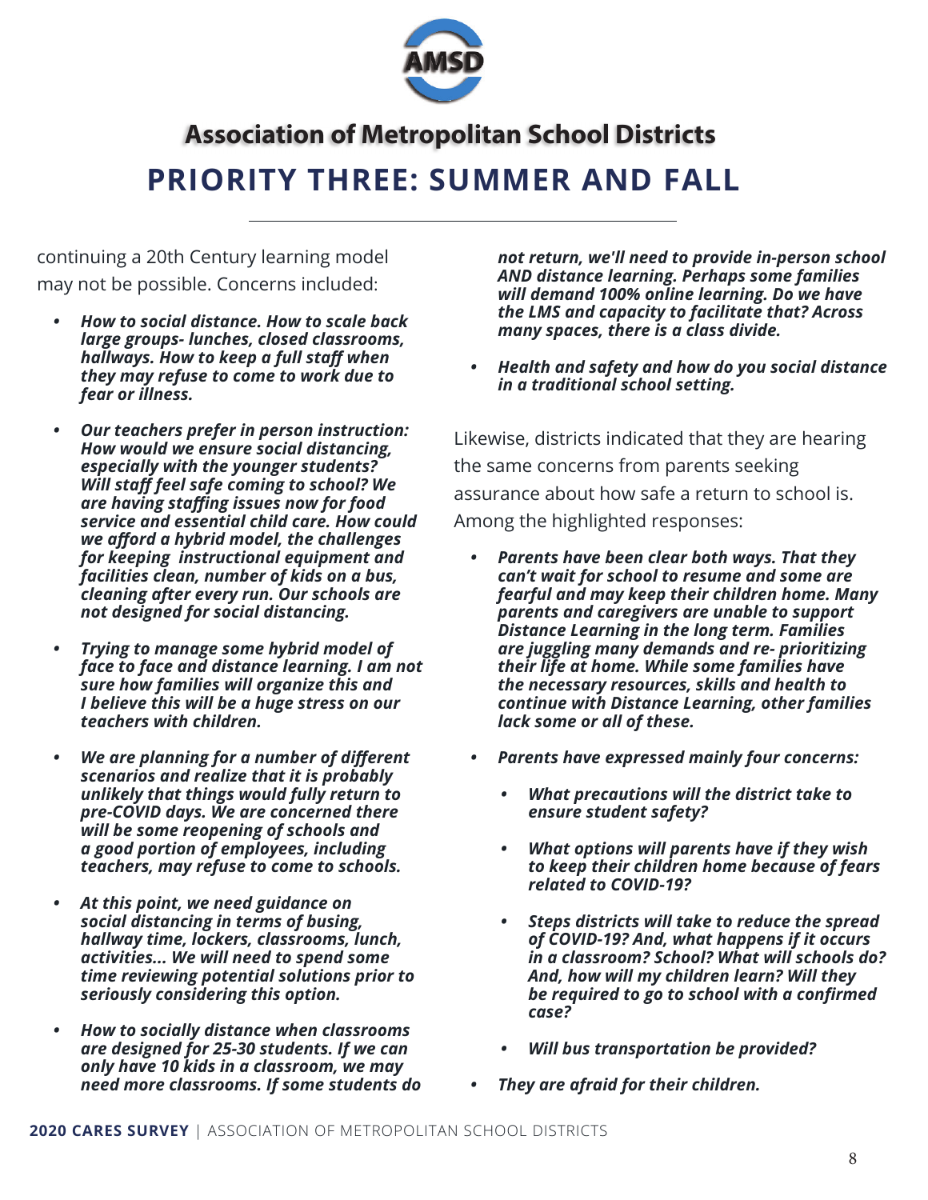# Association of Metropolitan School Districts

## PRIORITY THREE: SUMMER AND FALL

continuing a 20th Century learning model may not be possible. Concerns included:

- ***How to social distance. How to scale back large groups- lunches, closed classrooms, hallways. How to keep a full staff when they may refuse to come to work due to fear or illness.***

- ***Our teachers prefer in person instruction: How would we ensure social distancing, especially with the younger students? Will staff feel safe coming to school? We are having staffing issues now for food service and essential child care. How could we afford a hybrid model, the challenges for keeping instructional equipment and facilities clean, number of kids on a bus, cleaning after every run. Our schools are not designed for social distancing.***

- ***Trying to manage some hybrid model of face to face and distance learning. I am not sure how families will organize this and I believe this will be a huge stress on our teachers with children.***

- ***We are planning for a number of different scenarios and realize that it is probably unlikely that things would fully return to pre-COVID days. We are concerned there will be some reopening of schools and a good portion of employees, including teachers, may refuse to come to schools.***

- ***At this point, we need guidance on social distancing in terms of busing, hallway time, lockers, classrooms, lunch, activities... We will need to spend some time reviewing potential solutions prior to seriously considering this option.***

- ***How to socially distance when classrooms are designed for 25-30 students. If we can only have 10 kids in a classroom, we may need more classrooms. If some students do not return, we'll need to provide in-person school AND distance learning. Perhaps some families will demand 100% online learning. Do we have the LMS and capacity to facilitate that? Across many spaces, there is a class divide.***

- ***Health and safety and how do you social distance in a traditional school setting.***

Likewise, districts indicated that they are hearing the same concerns from parents seeking assurance about how safe a return to school is. Among the highlighted responses:

- ***Parents have been clear both ways. That they can't wait for school to resume and some are fearful and may keep their children home. Many parents and caregivers are unable to support Distance Learning in the long term. Families are juggling many demands and re- prioritizing their life at home. While some families have the necessary resources, skills and health to continue with Distance Learning, other families lack some or all of these.***

- ***Parents have expressed mainly four concerns:***
  - ***What precautions will the district take to ensure student safety?***
  - ***What options will parents have if they wish to keep their children home because of fears related to COVID-19?***
  - ***Steps districts will take to reduce the spread of COVID-19? And, what happens if it occurs in a classroom? School? What will schools do? And, how will my children learn? Will they be required to go to school with a confirmed case?***
  - ***Will bus transportation be provided?***

- ***They are afraid for their children.***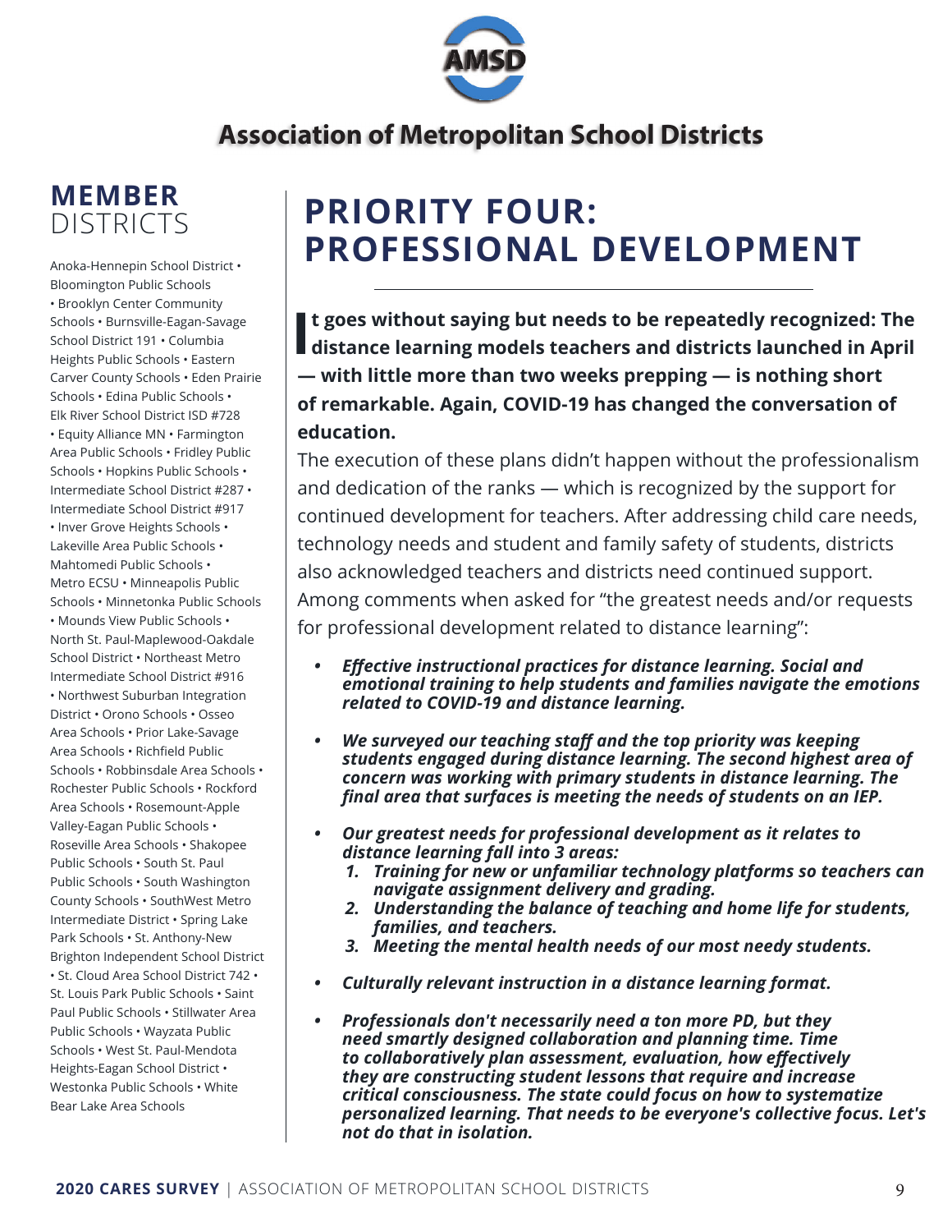# Association of Metropolitan School Districts

## MEMBER DISTRICTS

Anoka-Hennepin School District • Bloomington Public Schools • Brooklyn Center Community Schools • Burnsville-Eagan-Savage School District 191 • Columbia Heights Public Schools • Eastern Carver County Schools • Eden Prairie Schools • Edina Public Schools • Elk River School District ISD #728 • Equity Alliance MN • Farmington Area Public Schools • Fridley Public Schools • Hopkins Public Schools • Intermediate School District #287 • Intermediate School District #917 • Inver Grove Heights Schools • Lakeville Area Public Schools • Mahtomedi Public Schools • Metro ECSU • Minneapolis Public Schools • Minnetonka Public Schools • Mounds View Public Schools • North St. Paul-Maplewood-Oakdale School District • Northeast Metro Intermediate School District #916 • Northwest Suburban Integration District • Orono Schools • Osseo Area Schools • Prior Lake-Savage Area Schools • Richfield Public Schools • Robbinsdale Area Schools • Rochester Public Schools • Rockford Area Schools • Rosemount-Apple Valley-Eagan Public Schools • Roseville Area Schools • Shakopee Public Schools • South St. Paul Public Schools • South Washington County Schools • SouthWest Metro Intermediate District • Spring Lake Park Schools • St. Anthony-New Brighton Independent School District • St. Cloud Area School District 742 • St. Louis Park Public Schools • Saint Paul Public Schools • Stillwater Area Public Schools • Wayzata Public Schools • West St. Paul-Mendota Heights-Eagan School District • Westonka Public Schools • White Bear Lake Area Schools

# PRIORITY FOUR: PROFESSIONAL DEVELOPMENT

**It goes without saying but needs to be repeatedly recognized: The distance learning models teachers and districts launched in April — with little more than two weeks prepping — is nothing short of remarkable. Again, COVID-19 has changed the conversation of education.**

The execution of these plans didn't happen without the professionalism and dedication of the ranks — which is recognized by the support for continued development for teachers. After addressing child care needs, technology needs and student and family safety of students, districts also acknowledged teachers and districts need continued support. Among comments when asked for "the greatest needs and/or requests for professional development related to distance learning":

- ***Effective instructional practices for distance learning. Social and emotional training to help students and families navigate the emotions related to COVID-19 and distance learning.***
- ***We surveyed our teaching staff and the top priority was keeping students engaged during distance learning. The second highest area of concern was working with primary students in distance learning. The final area that surfaces is meeting the needs of students on an IEP.***
- ***Our greatest needs for professional development as it relates to distance learning fall into 3 areas:***
  1. ***Training for new or unfamiliar technology platforms so teachers can navigate assignment delivery and grading.***
  2. ***Understanding the balance of teaching and home life for students, families, and teachers.***
  3. ***Meeting the mental health needs of our most needy students.***
- ***Culturally relevant instruction in a distance learning format.***
- ***Professionals don't necessarily need a ton more PD, but they need smartly designed collaboration and planning time. Time to collaboratively plan assessment, evaluation, how effectively they are constructing student lessons that require and increase critical consciousness. The state could focus on how to systematize personalized learning. That needs to be everyone's collective focus. Let's not do that in isolation.***